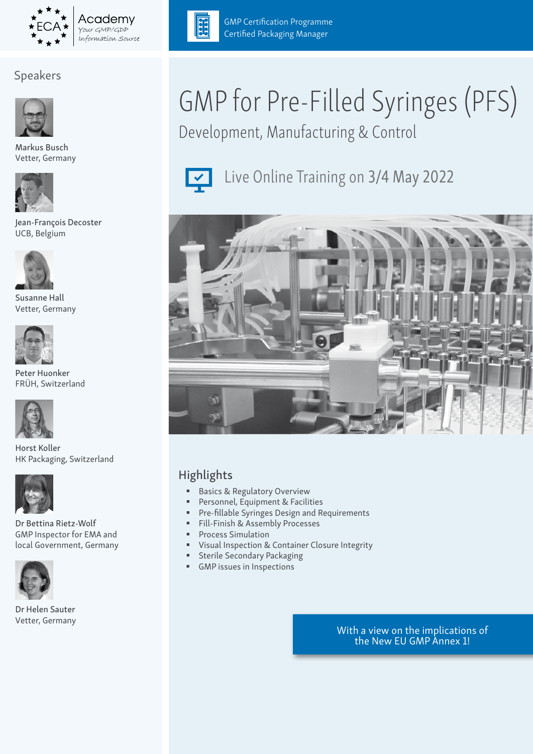ECA Academy
Your GMP/GDP Information Source

GMP Certification Programme
Certified Packaging Manager

# GMP for Pre-Filled Syringes (PFS)

## Development, Manufacturing & Control

Live Online Training on 3/4 May 2022

## Speakers

Markus Busch
Vetter, Germany

Jean-François Decoster
UCB, Belgium

Susanne Hall
Vetter, Germany

Peter Huonker
FRÜH, Switzerland

Horst Koller
HK Packaging, Switzerland

Dr Bettina Rietz-Wolf
GMP Inspector for EMA and local Government, Germany

Dr Helen Sauter
Vetter, Germany

## Highlights

- Basics & Regulatory Overview
- Personnel, Equipment & Facilities
- Pre-fillable Syringes Design and Requirements
- Fill-Finish & Assembly Processes
- Process Simulation
- Visual Inspection & Container Closure Integrity
- Sterile Secondary Packaging
- GMP issues in Inspections

With a view on the implications of the New EU GMP Annex 1!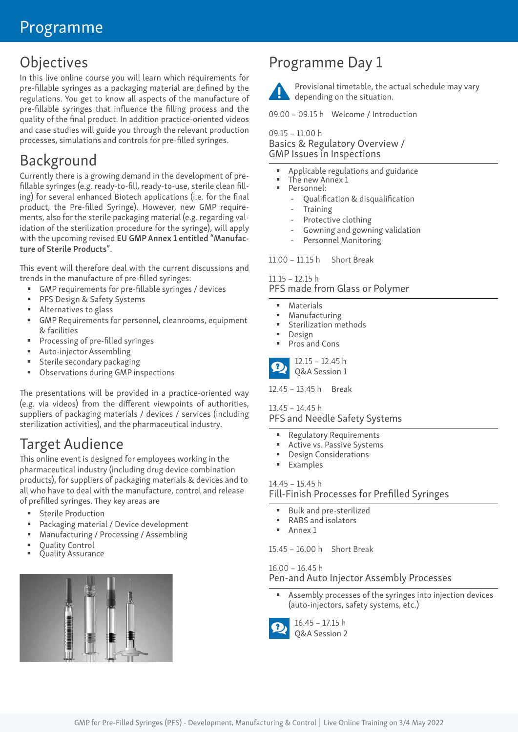# Programme

## Objectives

In this live online course you will learn which requirements for pre-fillable syringes as a packaging material are defined by the regulations. You get to know all aspects of the manufacture of pre-fillable syringes that influence the filling process and the quality of the final product. In addition practice-oriented videos and case studies will guide you through the relevant production processes, simulations and controls for pre-filled syringes.

## Background

Currently there is a growing demand in the development of pre-fillable syringes (e.g. ready-to-fill, ready-to-use, sterile clean filling) for several enhanced Biotech applications (i.e. for the final product, the Pre-filled Syringe). However, new GMP requirements, also for the sterile packaging material (e.g. regarding validation of the sterilization procedure for the syringe), will apply with the upcoming revised **EU GMP Annex 1 entitled "Manufacture of Sterile Products"**.

This event will therefore deal with the current discussions and trends in the manufacture of pre-fillable syringes:

- GMP requirements for pre-fillable syringes / devices
- PFS Design & Safety Systems
- Alternatives to glass
- GMP Requirements for personnel, cleanrooms, equipment & facilities
- Processing of pre-filled syringes
- Auto-injector Assembling
- Sterile secondary packaging
- Observations during GMP inspections

The presentations will be provided in a practice-oriented way (e.g. via videos) from the different viewpoints of authorities, suppliers of packaging materials / devices / services (including sterilization activities), and the pharmaceutical industry.

## Target Audience

This online event is designed for employees working in the pharmaceutical industry (including drug device combination products), for suppliers of packaging materials & devices and to all who have to deal with the manufacture, control and release of prefilled syringes. They key areas are

- Sterile Production
- Packaging material / Device development
- Manufacturing / Processing / Assembling
- Quality Control
- Quality Assurance

## Programme Day 1

Provisional timetable, the actual schedule may vary depending on the situation.

09.00 – 09.15 h Welcome / Introduction

09.15 – 11.00 h
### Basics & Regulatory Overview / GMP Issues in Inspections

- Applicable regulations and guidance
- The new Annex 1
- Personnel:
  - Qualification & disqualification
  - Training
  - Protective clothing
  - Gowning and gowning validation
  - Personnel Monitoring

11.00 – 11.15 h Short Break

11.15 – 12.15 h
### PFS made from Glass or Polymer

- Materials
- Manufacturing
- Sterilization methods
- Design
- Pros and Cons

12.15 – 12.45 h
Q&A Session 1

12.45 – 13.45 h Break

13.45 – 14.45 h
### PFS and Needle Safety Systems

- Regulatory Requirements
- Active vs. Passive Systems
- Design Considerations
- Examples

14.45 – 15.45 h
### Fill-Finish Processes for Prefilled Syringes

- Bulk and pre-sterilized
- RABS and isolators
- Annex 1

15.45 – 16.00 h Short Break

16.00 – 16.45 h
### Pen-and Auto Injector Assembly Processes

- Assembly processes of the syringes into injection devices (auto-injectors, safety systems, etc.)

16.45 – 17.15 h
Q&A Session 2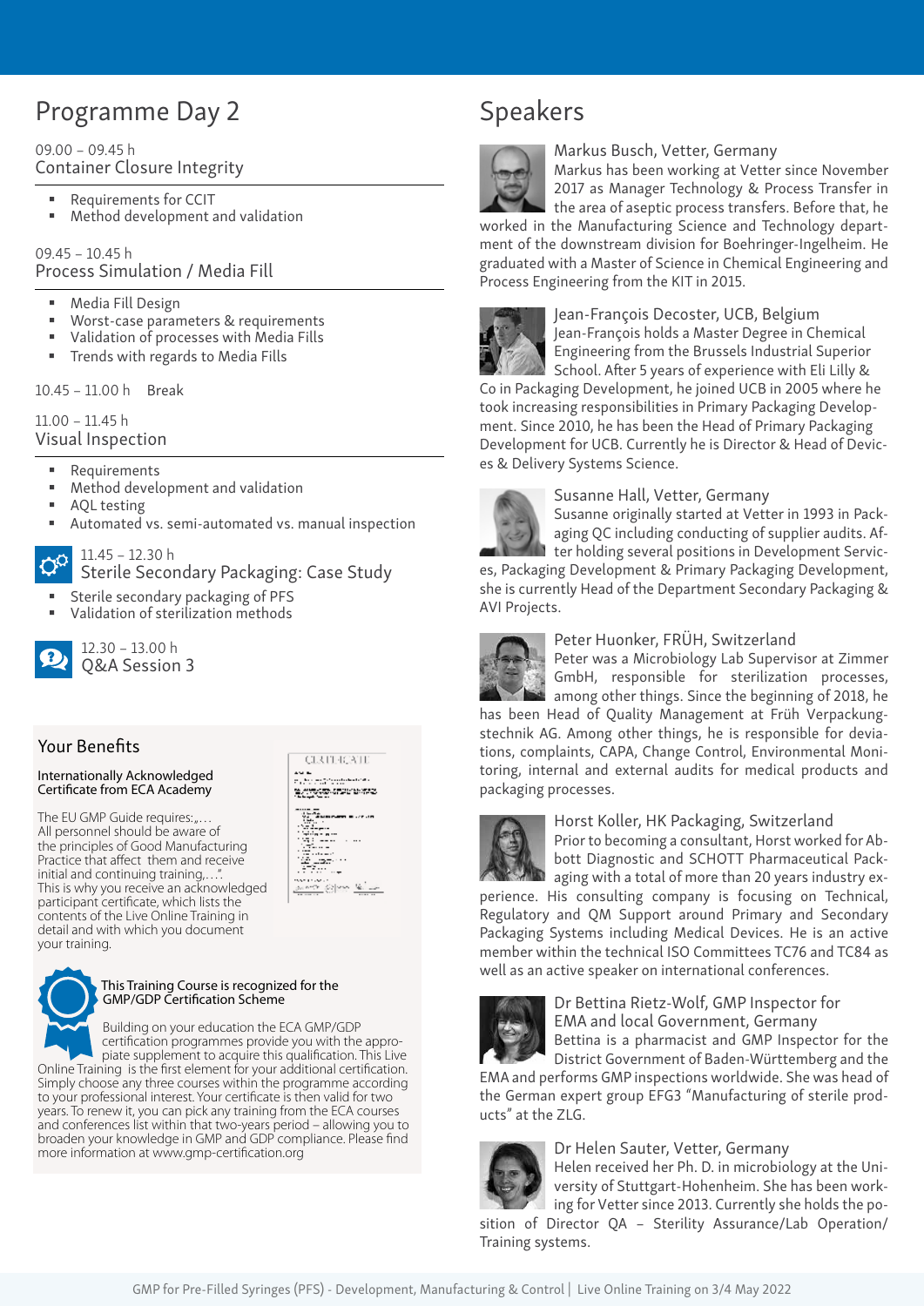## Programme Day 2

09.00 – 09.45 h

### Container Closure Integrity

- Requirements for CCIT
- Method development and validation

09.45 – 10.45 h

### Process Simulation / Media Fill

- Media Fill Design
- Worst-case parameters & requirements
- Validation of processes with Media Fills
- Trends with regards to Media Fills

10.45 – 11.00 h Break

11.00 – 11.45 h

### Visual Inspection

- Requirements
- Method development and validation
- AQL testing
- Automated vs. semi-automated vs. manual inspection

11.45 – 12.30 h

### Sterile Secondary Packaging: Case Study

- Sterile secondary packaging of PFS
- Validation of sterilization methods

12.30 – 13.00 h

### Q&A Session 3

## Your Benefits

**Internationally Acknowledged Certificate from ECA Academy**

The EU GMP Guide requires: „… All personnel should be aware of the principles of Good Manufacturing Practice that affect them and receive initial and continuing training,…". This is why you receive an acknowledged participant certificate, which lists the contents of the Live Online Training in detail and with which you document your training.

**This Training Course is recognized for the GMP/GDP Certification Scheme**

Building on your education the ECA GMP/GDP certification programmes provide you with the appropiate supplement to acquire this qualification. This Live Online Training is the first element for your additional certification. Simply choose any three courses within the programme according to your professional interest. Your certificate is then valid for two years. To renew it, you can pick any training from the ECA courses and conferences list within that two-years period – allowing you to broaden your knowledge in GMP and GDP compliance. Please find more information at www.gmp-certification.org

## Speakers

**Markus Busch, Vetter, Germany**

Markus has been working at Vetter since November 2017 as Manager Technology & Process Transfer in the area of aseptic process transfers. Before that, he worked in the Manufacturing Science and Technology department of the downstream division for Boehringer-Ingelheim. He graduated with a Master of Science in Chemical Engineering and Process Engineering from the KIT in 2015.

**Jean-François Decoster, UCB, Belgium**

Jean-François holds a Master Degree in Chemical Engineering from the Brussels Industrial Superior School. After 5 years of experience with Eli Lilly & Co in Packaging Development, he joined UCB in 2005 where he took increasing responsibilities in Primary Packaging Development. Since 2010, he has been the Head of Primary Packaging Development for UCB. Currently he is Director & Head of Devices & Delivery Systems Science.

**Susanne Hall, Vetter, Germany**

Susanne originally started at Vetter in 1993 in Packaging QC including conducting of supplier audits. After holding several positions in Development Services, Packaging Development & Primary Packaging Development, she is currently Head of the Department Secondary Packaging & AVI Projects.

**Peter Huonker, FRÜH, Switzerland**

Peter was a Microbiology Lab Supervisor at Zimmer GmbH, responsible for sterilization processes, among other things. Since the beginning of 2018, he has been Head of Quality Management at Früh Verpackungstechnik AG. Among other things, he is responsible for deviations, complaints, CAPA, Change Control, Environmental Monitoring, internal and external audits for medical products and packaging processes.

**Horst Koller, HK Packaging, Switzerland**

Prior to becoming a consultant, Horst worked for Abbott Diagnostic and SCHOTT Pharmaceutical Packaging with a total of more than 20 years industry experience. His consulting company is focusing on Technical, Regulatory and QM Support around Primary and Secondary Packaging Systems including Medical Devices. He is an active member within the technical ISO Committees TC76 and TC84 as well as an active speaker on international conferences.

**Dr Bettina Rietz-Wolf, GMP Inspector for EMA and local Government, Germany**

Bettina is a pharmacist and GMP Inspector for the District Government of Baden-Württemberg and the EMA and performs GMP inspections worldwide. She was head of the German expert group EFG3 "Manufacturing of sterile products" at the ZLG.

**Dr Helen Sauter, Vetter, Germany**

Helen received her Ph. D. in microbiology at the University of Stuttgart-Hohenheim. She has been working for Vetter since 2013. Currently she holds the position of Director QA – Sterility Assurance/Lab Operation/ Training systems.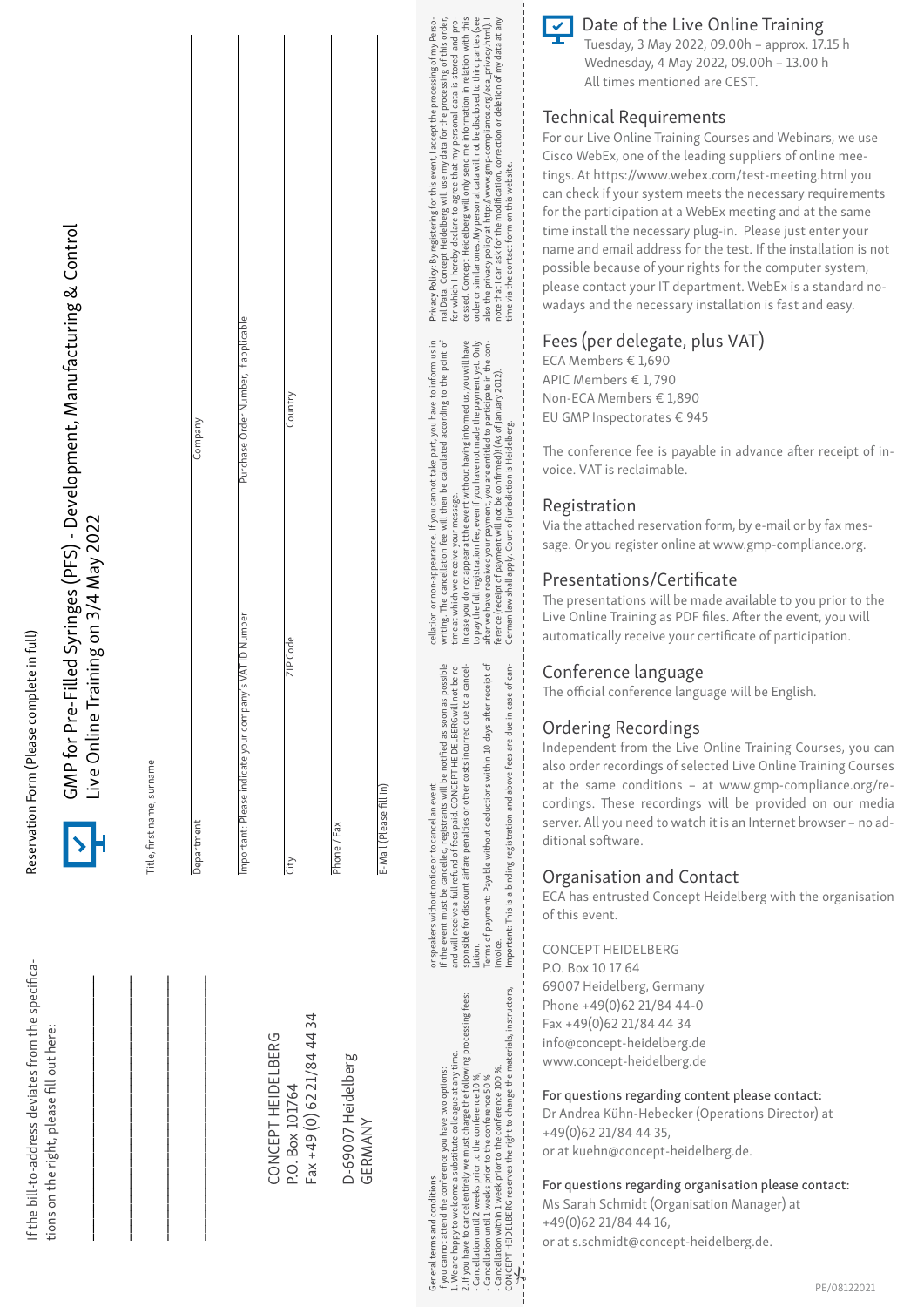If the bill-to-address deviates from the specifications on the right, please fill out here:

CONCEPT HEIDELBERG
P.O. Box 101764
Fax +49 (0) 62 21/84 44 34

D-69007 Heidelberg
GERMANY

Reservation Form (Please complete in full)

## GMP for Pre-Filled Syringes (PFS) - Development, Manufacturing & Control
Live Online Training on 3/4 May 2022

Title, first name, surname

Department

Company

Important: Please indicate your company's VAT ID Number

Purchase Order Number, if applicable

City

ZIP Code

Country

Phone / Fax

E-Mail (Please fill in)

General terms and conditions
If you cannot attend the conference you have two options:
1. We are happy to welcome a substitute colleague at any time.
2. If you have to cancel entirely we must charge the following processing fees:
- Cancellation until 2 weeks prior to the conference 10 %,
- Cancellation until 1 weeks prior to the conference 50 %
- Cancellation within 1 week prior to the conference 100 %.
CONCEPT HEIDELBERG reserves the right to change the materials, instructors, or speakers without notice or to cancel an event.
If the event must be cancelled, registrants will be notified as soon as possible and will receive a full refund of fees paid. CONCEPT HEIDELBERGwill not be responsible for discount airfare penalties or other costs incurred due to a cancellation.
Terms of payment: Payable without deductions within 10 days after receipt of invoice.
Important: This is a binding registration and above fees are due in case of cancellation or non-appearance. If you cannot take part, you have to inform us in writing. The cancellation fee will then be calculated according to the point of time at which we receive your message.
In case you do not appear at the event without having informed us, you will have to pay the full registration fee, even if you have not made the payment yet. Only after we have received your payment, you are entitled to participate in the conference (receipt of payment will not be confirmed)! (As of January 2012).
German law shall apply. Court of jurisdiction is Heidelberg.

Privacy Policy: By registering for this event, I accept the processing of my Personal Data. Concept Heidelberg will use my data for the processing of this order, for which I hereby declare to agree that my personal data is stored and processed. Concept Heidelberg will only send me information in relation with this order or similar ones. My personal data will not be disclosed to third parties (see also the privacy policy at http://www.gmp-compliance.org/eca_privacy.html). I note that I can ask for the modification, correction or deletion of my data at any time via the contact form on this website.

## Date of the Live Online Training

Tuesday, 3 May 2022, 09.00h – approx. 17.15 h
Wednesday, 4 May 2022, 09.00h – 13.00 h
All times mentioned are CEST.

## Technical Requirements

For our Live Online Training Courses and Webinars, we use Cisco WebEx, one of the leading suppliers of online meetings. At https://www.webex.com/test-meeting.html you can check if your system meets the necessary requirements for the participation at a WebEx meeting and at the same time install the necessary plug-in. Please just enter your name and email address for the test. If the installation is not possible because of your rights for the computer system, please contact your IT department. WebEx is a standard nowadays and the necessary installation is fast and easy.

## Fees (per delegate, plus VAT)

ECA Members € 1,690
APIC Members € 1, 790
Non-ECA Members € 1,890
EU GMP Inspectorates € 945

The conference fee is payable in advance after receipt of invoice. VAT is reclaimable.

## Registration

Via the attached reservation form, by e-mail or by fax message. Or you register online at www.gmp-compliance.org.

## Presentations/Certificate

The presentations will be made available to you prior to the Live Online Training as PDF files. After the event, you will automatically receive your certificate of participation.

## Conference language

The official conference language will be English.

## Ordering Recordings

Independent from the Live Online Training Courses, you can also order recordings of selected Live Online Training Courses at the same conditions – at www.gmp-compliance.org/recordings. These recordings will be provided on our media server. All you need to watch it is an Internet browser – no additional software.

## Organisation and Contact

ECA has entrusted Concept Heidelberg with the organisation of this event.

CONCEPT HEIDELBERG
P.O. Box 10 17 64
69007 Heidelberg, Germany
Phone +49(0)62 21/84 44-0
Fax +49(0)62 21/84 44 34
info@concept-heidelberg.de
www.concept-heidelberg.de

**For questions regarding content please contact:**
Dr Andrea Kühn-Hebecker (Operations Director) at +49(0)62 21/84 44 35,
or at kuehn@concept-heidelberg.de.

**For questions regarding organisation please contact:**
Ms Sarah Schmidt (Organisation Manager) at +49(0)62 21/84 44 16,
or at s.schmidt@concept-heidelberg.de.

PE/08122021